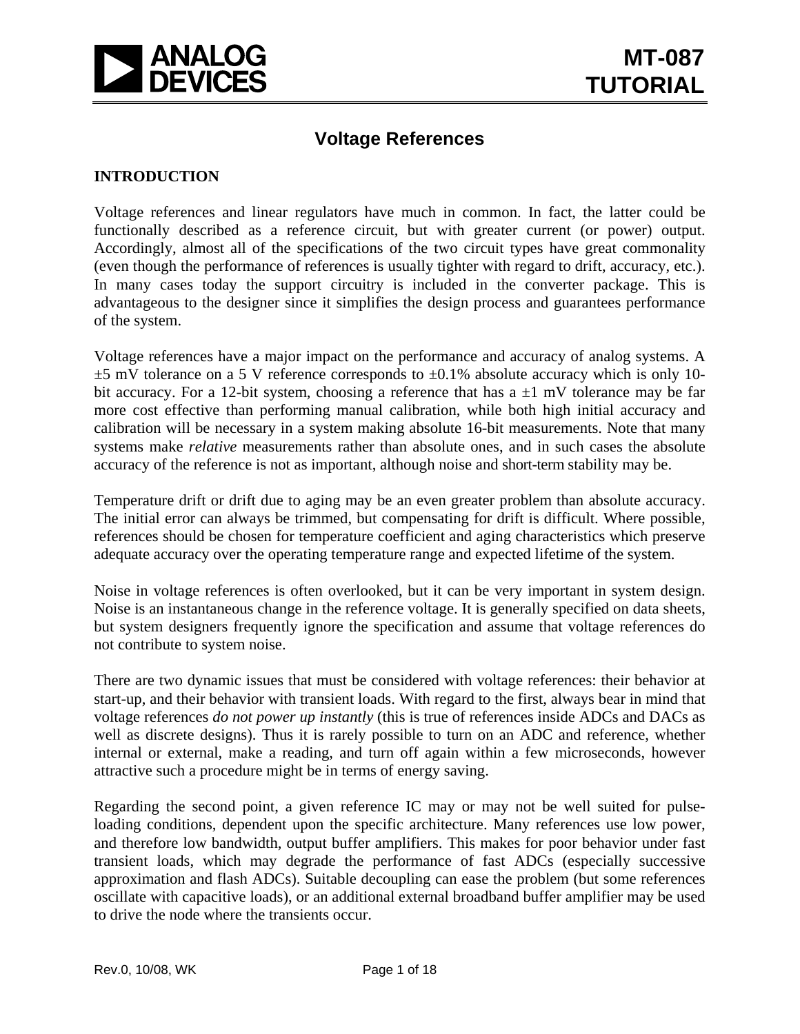# Voltage References

## INTRODUCTION

Voltage references and linear regulators have much in common. In fact, the latter could be functionally described as a reference circuit, but with greater current (or power) output. Accordingly, almost all of the specifications of the two circuit types have great commonality (even though the performance of references is usually tighter with regard to drift, accuracy, etc.). In many cases today the support circuitry is included in the converter package. This is advantageous to the designer since it simplifies the design process and guarantees performance of the system.

Voltage references have a major impact on the performance and accuracy of analog systems. A ±5 mV tolerance on a 5 V reference corresponds to ±0.1% absolute accuracy which is only 10-bit accuracy. For a 12-bit system, choosing a reference that has a ±1 mV tolerance may be far more cost effective than performing manual calibration, while both high initial accuracy and calibration will be necessary in a system making absolute 16-bit measurements. Note that many systems make *relative* measurements rather than absolute ones, and in such cases the absolute accuracy of the reference is not as important, although noise and short-term stability may be.

Temperature drift or drift due to aging may be an even greater problem than absolute accuracy. The initial error can always be trimmed, but compensating for drift is difficult. Where possible, references should be chosen for temperature coefficient and aging characteristics which preserve adequate accuracy over the operating temperature range and expected lifetime of the system.

Noise in voltage references is often overlooked, but it can be very important in system design. Noise is an instantaneous change in the reference voltage. It is generally specified on data sheets, but system designers frequently ignore the specification and assume that voltage references do not contribute to system noise.

There are two dynamic issues that must be considered with voltage references: their behavior at start-up, and their behavior with transient loads. With regard to the first, always bear in mind that voltage references *do not power up instantly* (this is true of references inside ADCs and DACs as well as discrete designs). Thus it is rarely possible to turn on an ADC and reference, whether internal or external, make a reading, and turn off again within a few microseconds, however attractive such a procedure might be in terms of energy saving.

Regarding the second point, a given reference IC may or may not be well suited for pulse-loading conditions, dependent upon the specific architecture. Many references use low power, and therefore low bandwidth, output buffer amplifiers. This makes for poor behavior under fast transient loads, which may degrade the performance of fast ADCs (especially successive approximation and flash ADCs). Suitable decoupling can ease the problem (but some references oscillate with capacitive loads), or an additional external broadband buffer amplifier may be used to drive the node where the transients occur.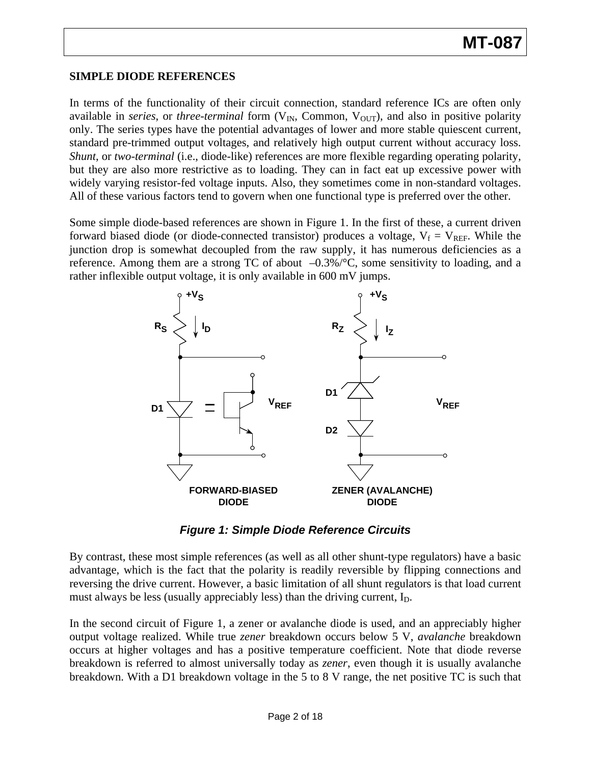## SIMPLE DIODE REFERENCES

In terms of the functionality of their circuit connection, standard reference ICs are often only available in *series*, or *three-terminal* form ($V_{IN}$, Common, $V_{OUT}$), and also in positive polarity only. The series types have the potential advantages of lower and more stable quiescent current, standard pre-trimmed output voltages, and relatively high output current without accuracy loss. *Shunt*, or *two-terminal* (i.e., diode-like) references are more flexible regarding operating polarity, but they are also more restrictive as to loading. They can in fact eat up excessive power with widely varying resistor-fed voltage inputs. Also, they sometimes come in non-standard voltages. All of these various factors tend to govern when one functional type is preferred over the other.

Some simple diode-based references are shown in Figure 1. In the first of these, a current driven forward biased diode (or diode-connected transistor) produces a voltage, $V_f = V_{REF}$. While the junction drop is somewhat decoupled from the raw supply, it has numerous deficiencies as a reference. Among them are a strong TC of about –0.3%/°C, some sensitivity to loading, and a rather inflexible output voltage, it is only available in 600 mV jumps.

*Figure 1: Simple Diode Reference Circuits*

By contrast, these most simple references (as well as all other shunt-type regulators) have a basic advantage, which is the fact that the polarity is readily reversible by flipping connections and reversing the drive current. However, a basic limitation of all shunt regulators is that load current must always be less (usually appreciably less) than the driving current, $I_D$.

In the second circuit of Figure 1, a zener or avalanche diode is used, and an appreciably higher output voltage realized. While true *zener* breakdown occurs below 5 V, *avalanche* breakdown occurs at higher voltages and has a positive temperature coefficient. Note that diode reverse breakdown is referred to almost universally today as *zener*, even though it is usually avalanche breakdown. With a D1 breakdown voltage in the 5 to 8 V range, the net positive TC is such that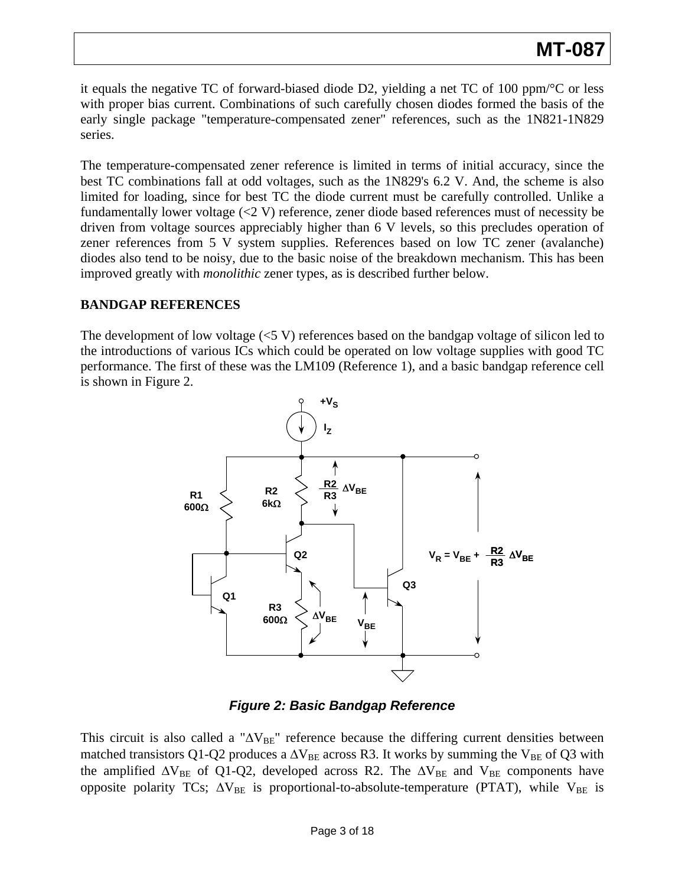it equals the negative TC of forward-biased diode D2, yielding a net TC of 100 ppm/°C or less with proper bias current. Combinations of such carefully chosen diodes formed the basis of the early single package "temperature-compensated zener" references, such as the 1N821-1N829 series.

The temperature-compensated zener reference is limited in terms of initial accuracy, since the best TC combinations fall at odd voltages, such as the 1N829's 6.2 V. And, the scheme is also limited for loading, since for best TC the diode current must be carefully controlled. Unlike a fundamentally lower voltage (<2 V) reference, zener diode based references must of necessity be driven from voltage sources appreciably higher than 6 V levels, so this precludes operation of zener references from 5 V system supplies. References based on low TC zener (avalanche) diodes also tend to be noisy, due to the basic noise of the breakdown mechanism. This has been improved greatly with *monolithic* zener types, as is described further below.

**BANDGAP REFERENCES**

The development of low voltage (<5 V) references based on the bandgap voltage of silicon led to the introductions of various ICs which could be operated on low voltage supplies with good TC performance. The first of these was the LM109 (Reference 1), and a basic bandgap reference cell is shown in Figure 2.

***Figure 2: Basic Bandgap Reference***

This circuit is also called a "$\Delta V_{BE}$" reference because the differing current densities between matched transistors Q1-Q2 produces a $\Delta V_{BE}$ across R3. It works by summing the $V_{BE}$ of Q3 with the amplified $\Delta V_{BE}$ of Q1-Q2, developed across R2. The $\Delta V_{BE}$ and $V_{BE}$ components have opposite polarity TCs; $\Delta V_{BE}$ is proportional-to-absolute-temperature (PTAT), while $V_{BE}$ is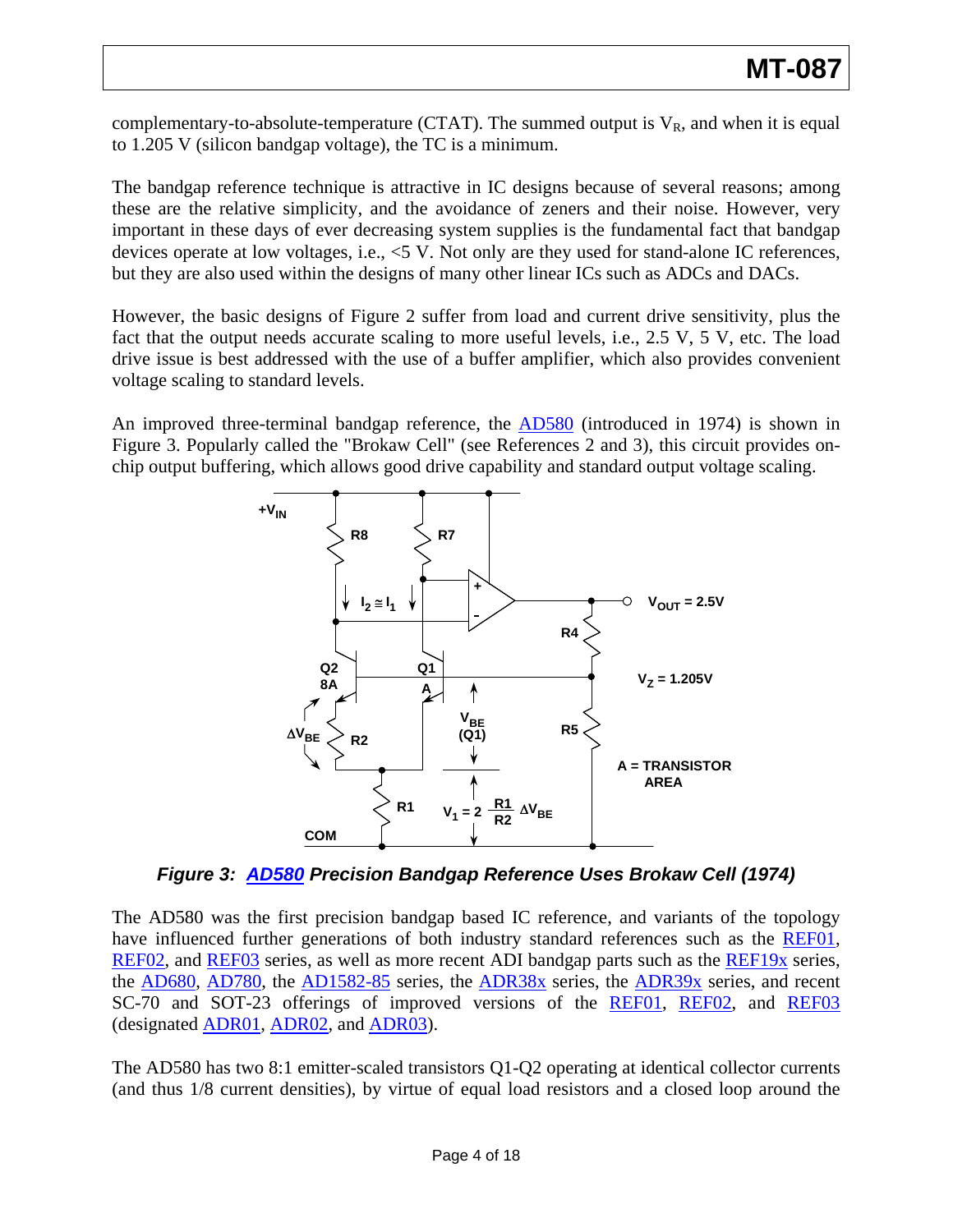complementary-to-absolute-temperature (CTAT). The summed output is $V_R$, and when it is equal to 1.205 V (silicon bandgap voltage), the TC is a minimum.

The bandgap reference technique is attractive in IC designs because of several reasons; among these are the relative simplicity, and the avoidance of zeners and their noise. However, very important in these days of ever decreasing system supplies is the fundamental fact that bandgap devices operate at low voltages, i.e., <5 V. Not only are they used for stand-alone IC references, but they are also used within the designs of many other linear ICs such as ADCs and DACs.

However, the basic designs of Figure 2 suffer from load and current drive sensitivity, plus the fact that the output needs accurate scaling to more useful levels, i.e., 2.5 V, 5 V, etc. The load drive issue is best addressed with the use of a buffer amplifier, which also provides convenient voltage scaling to standard levels.

An improved three-terminal bandgap reference, the AD580 (introduced in 1974) is shown in Figure 3. Popularly called the "Brokaw Cell" (see References 2 and 3), this circuit provides on-chip output buffering, which allows good drive capability and standard output voltage scaling.

***Figure 3: AD580 Precision Bandgap Reference Uses Brokaw Cell (1974)***

The AD580 was the first precision bandgap based IC reference, and variants of the topology have influenced further generations of both industry standard references such as the REF01, REF02, and REF03 series, as well as more recent ADI bandgap parts such as the REF19x series, the AD680, AD780, the AD1582-85 series, the ADR38x series, the ADR39x series, and recent SC-70 and SOT-23 offerings of improved versions of the REF01, REF02, and REF03 (designated ADR01, ADR02, and ADR03).

The AD580 has two 8:1 emitter-scaled transistors Q1-Q2 operating at identical collector currents (and thus 1/8 current densities), by virtue of equal load resistors and a closed loop around the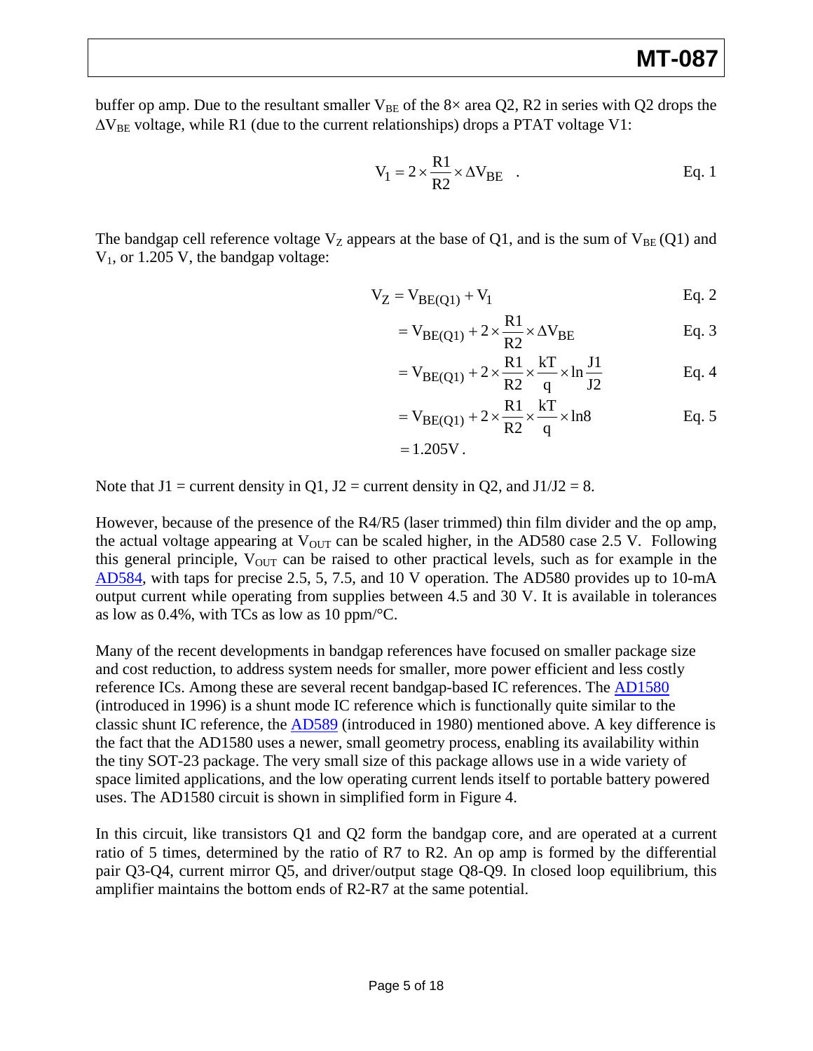buffer op amp. Due to the resultant smaller $V_{BE}$ of the 8× area Q2, R2 in series with Q2 drops the $\Delta V_{BE}$ voltage, while R1 (due to the current relationships) drops a PTAT voltage V1:

$$V_1 = 2 \times \frac{R1}{R2} \times \Delta V_{BE} \quad . \qquad \text{Eq. 1}$$

The bandgap cell reference voltage $V_Z$ appears at the base of Q1, and is the sum of $V_{BE}$ (Q1) and $V_1$, or 1.205 V, the bandgap voltage:

$$V_Z = V_{BE(Q1)} + V_1 \qquad \text{Eq. 2}$$

$$= V_{BE(Q1)} + 2 \times \frac{R1}{R2} \times \Delta V_{BE} \qquad \text{Eq. 3}$$

$$= V_{BE(Q1)} + 2 \times \frac{R1}{R2} \times \frac{kT}{q} \times \ln \frac{J1}{J2} \qquad \text{Eq. 4}$$

$$= V_{BE(Q1)} + 2 \times \frac{R1}{R2} \times \frac{kT}{q} \times \ln 8 \qquad \text{Eq. 5}$$

$$= 1.205\text{V} \, .$$

Note that J1 = current density in Q1, J2 = current density in Q2, and J1/J2 = 8.

However, because of the presence of the R4/R5 (laser trimmed) thin film divider and the op amp, the actual voltage appearing at $V_{OUT}$ can be scaled higher, in the AD580 case 2.5 V. Following this general principle, $V_{OUT}$ can be raised to other practical levels, such as for example in the AD584, with taps for precise 2.5, 5, 7.5, and 10 V operation. The AD580 provides up to 10-mA output current while operating from supplies between 4.5 and 30 V. It is available in tolerances as low as 0.4%, with TCs as low as 10 ppm/°C.

Many of the recent developments in bandgap references have focused on smaller package size and cost reduction, to address system needs for smaller, more power efficient and less costly reference ICs. Among these are several recent bandgap-based IC references. The AD1580 (introduced in 1996) is a shunt mode IC reference which is functionally quite similar to the classic shunt IC reference, the AD589 (introduced in 1980) mentioned above. A key difference is the fact that the AD1580 uses a newer, small geometry process, enabling its availability within the tiny SOT-23 package. The very small size of this package allows use in a wide variety of space limited applications, and the low operating current lends itself to portable battery powered uses. The AD1580 circuit is shown in simplified form in Figure 4.

In this circuit, like transistors Q1 and Q2 form the bandgap core, and are operated at a current ratio of 5 times, determined by the ratio of R7 to R2. An op amp is formed by the differential pair Q3-Q4, current mirror Q5, and driver/output stage Q8-Q9. In closed loop equilibrium, this amplifier maintains the bottom ends of R2-R7 at the same potential.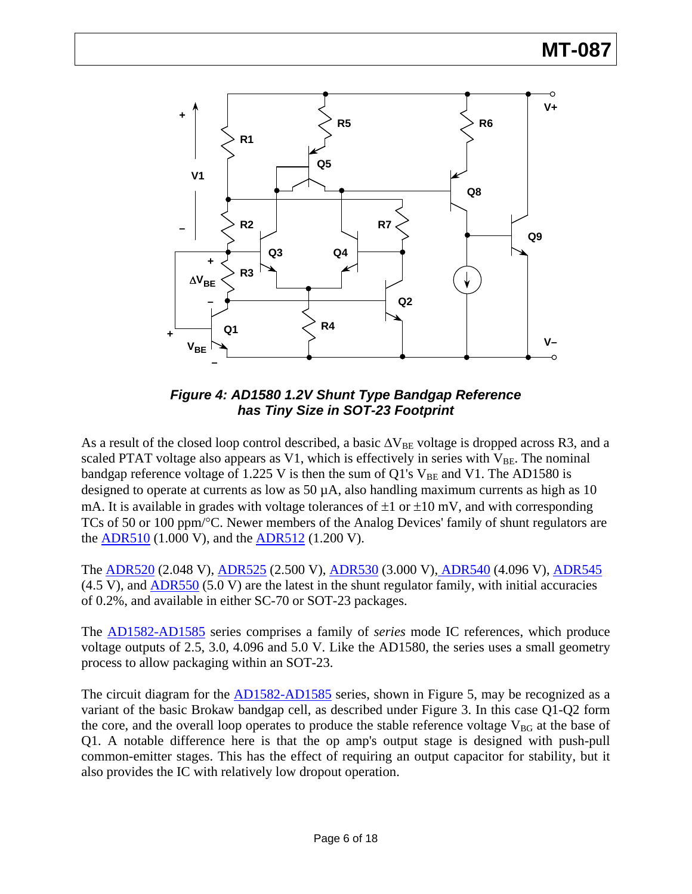*Figure 4: AD1580 1.2V Shunt Type Bandgap Reference has Tiny Size in SOT-23 Footprint*

As a result of the closed loop control described, a basic $\Delta V_{BE}$ voltage is dropped across R3, and a scaled PTAT voltage also appears as V1, which is effectively in series with $V_{BE}$. The nominal bandgap reference voltage of 1.225 V is then the sum of Q1's $V_{BE}$ and V1. The AD1580 is designed to operate at currents as low as 50 µA, also handling maximum currents as high as 10 mA. It is available in grades with voltage tolerances of ±1 or ±10 mV, and with corresponding TCs of 50 or 100 ppm/°C. Newer members of the Analog Devices' family of shunt regulators are the ADR510 (1.000 V), and the ADR512 (1.200 V).

The ADR520 (2.048 V), ADR525 (2.500 V), ADR530 (3.000 V), ADR540 (4.096 V), ADR545 (4.5 V), and ADR550 (5.0 V) are the latest in the shunt regulator family, with initial accuracies of 0.2%, and available in either SC-70 or SOT-23 packages.

The AD1582-AD1585 series comprises a family of *series* mode IC references, which produce voltage outputs of 2.5, 3.0, 4.096 and 5.0 V. Like the AD1580, the series uses a small geometry process to allow packaging within an SOT-23.

The circuit diagram for the AD1582-AD1585 series, shown in Figure 5, may be recognized as a variant of the basic Brokaw bandgap cell, as described under Figure 3. In this case Q1-Q2 form the core, and the overall loop operates to produce the stable reference voltage $V_{BG}$ at the base of Q1. A notable difference here is that the op amp's output stage is designed with push-pull common-emitter stages. This has the effect of requiring an output capacitor for stability, but it also provides the IC with relatively low dropout operation.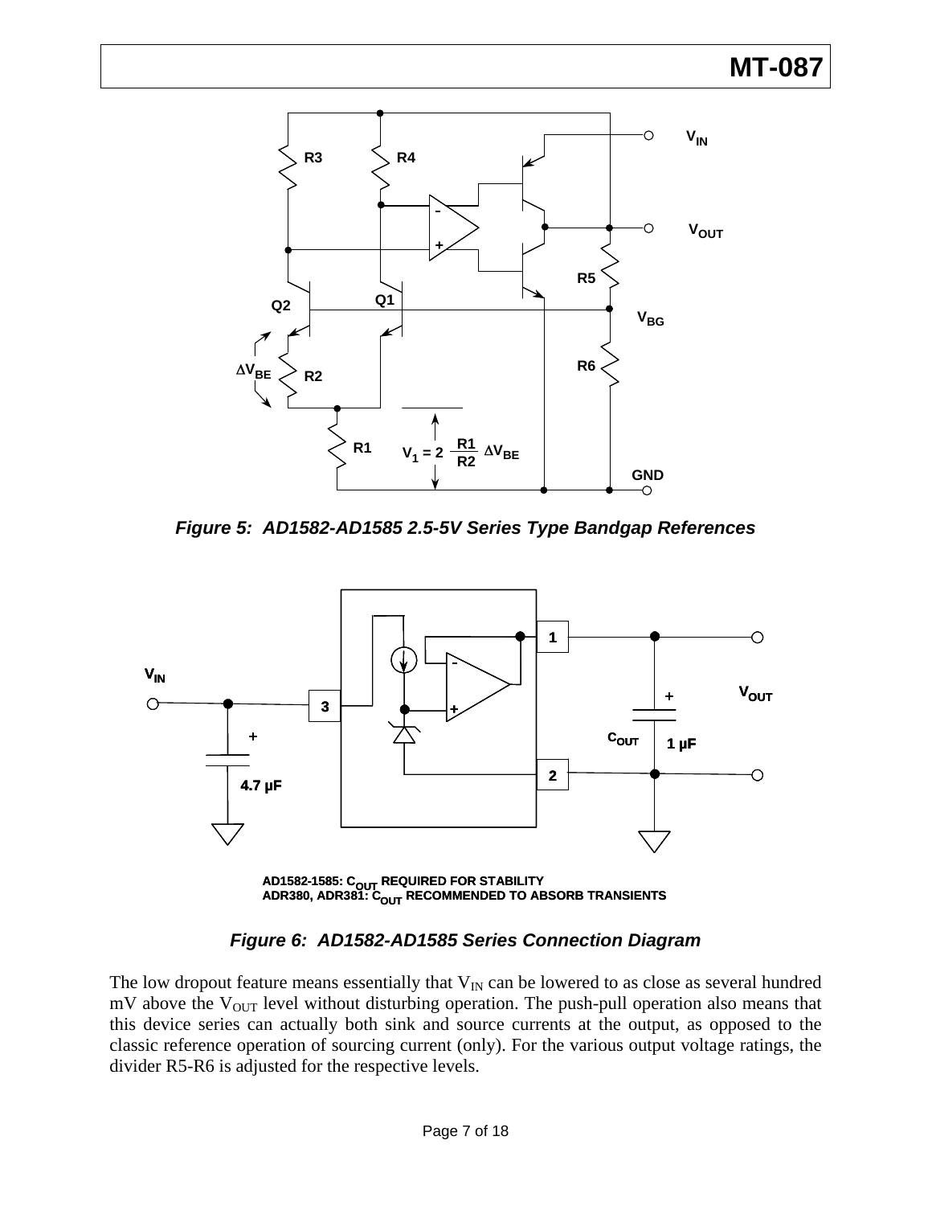*Figure 5: AD1582-AD1585 2.5-5V Series Type Bandgap References*

*Figure 6: AD1582-AD1585 Series Connection Diagram*

The low dropout feature means essentially that $V_{IN}$ can be lowered to as close as several hundred mV above the $V_{OUT}$ level without disturbing operation. The push-pull operation also means that this device series can actually both sink and source currents at the output, as opposed to the classic reference operation of sourcing current (only). For the various output voltage ratings, the divider R5-R6 is adjusted for the respective levels.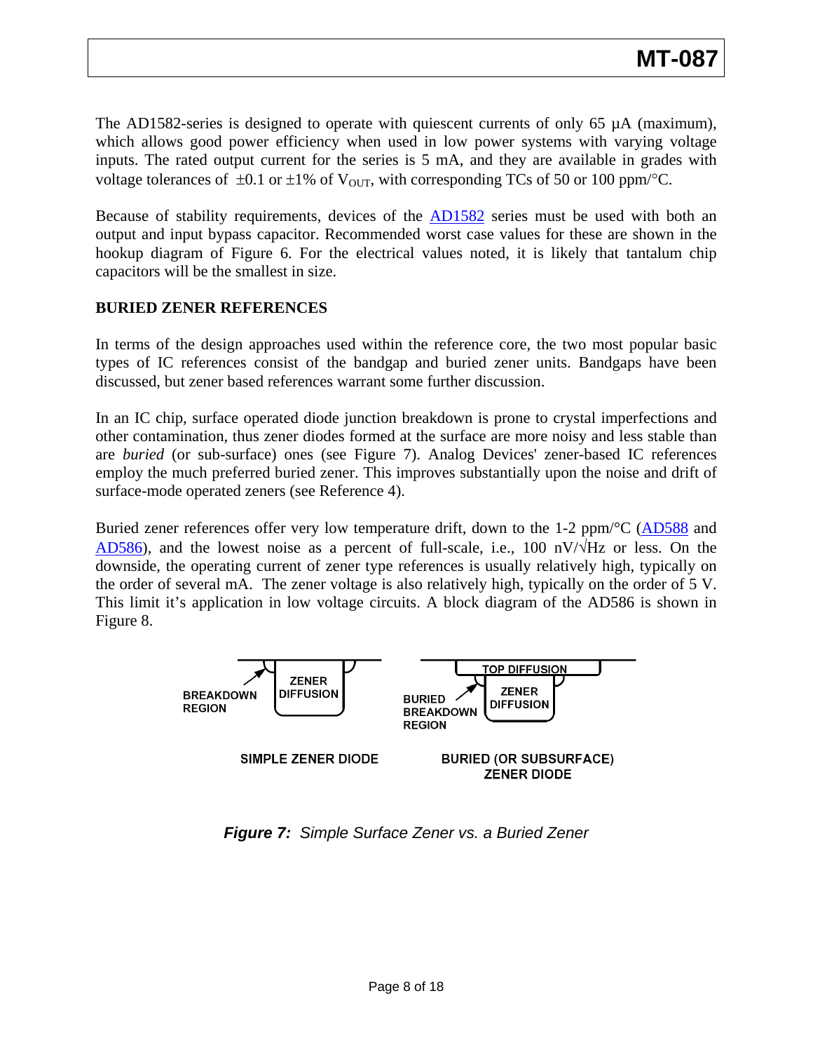The AD1582-series is designed to operate with quiescent currents of only 65 µA (maximum), which allows good power efficiency when used in low power systems with varying voltage inputs. The rated output current for the series is 5 mA, and they are available in grades with voltage tolerances of ±0.1 or ±1% of $V_{OUT}$, with corresponding TCs of 50 or 100 ppm/°C.

Because of stability requirements, devices of the AD1582 series must be used with both an output and input bypass capacitor. Recommended worst case values for these are shown in the hookup diagram of Figure 6. For the electrical values noted, it is likely that tantalum chip capacitors will be the smallest in size.

## BURIED ZENER REFERENCES

In terms of the design approaches used within the reference core, the two most popular basic types of IC references consist of the bandgap and buried zener units. Bandgaps have been discussed, but zener based references warrant some further discussion.

In an IC chip, surface operated diode junction breakdown is prone to crystal imperfections and other contamination, thus zener diodes formed at the surface are more noisy and less stable than are *buried* (or sub-surface) ones (see Figure 7). Analog Devices' zener-based IC references employ the much preferred buried zener. This improves substantially upon the noise and drift of surface-mode operated zeners (see Reference 4).

Buried zener references offer very low temperature drift, down to the 1-2 ppm/°C (AD588 and AD586), and the lowest noise as a percent of full-scale, i.e., 100 nV/√Hz or less. On the downside, the operating current of zener type references is usually relatively high, typically on the order of several mA. The zener voltage is also relatively high, typically on the order of 5 V. This limit it's application in low voltage circuits. A block diagram of the AD586 is shown in Figure 8.

***Figure 7:*** *Simple Surface Zener vs. a Buried Zener*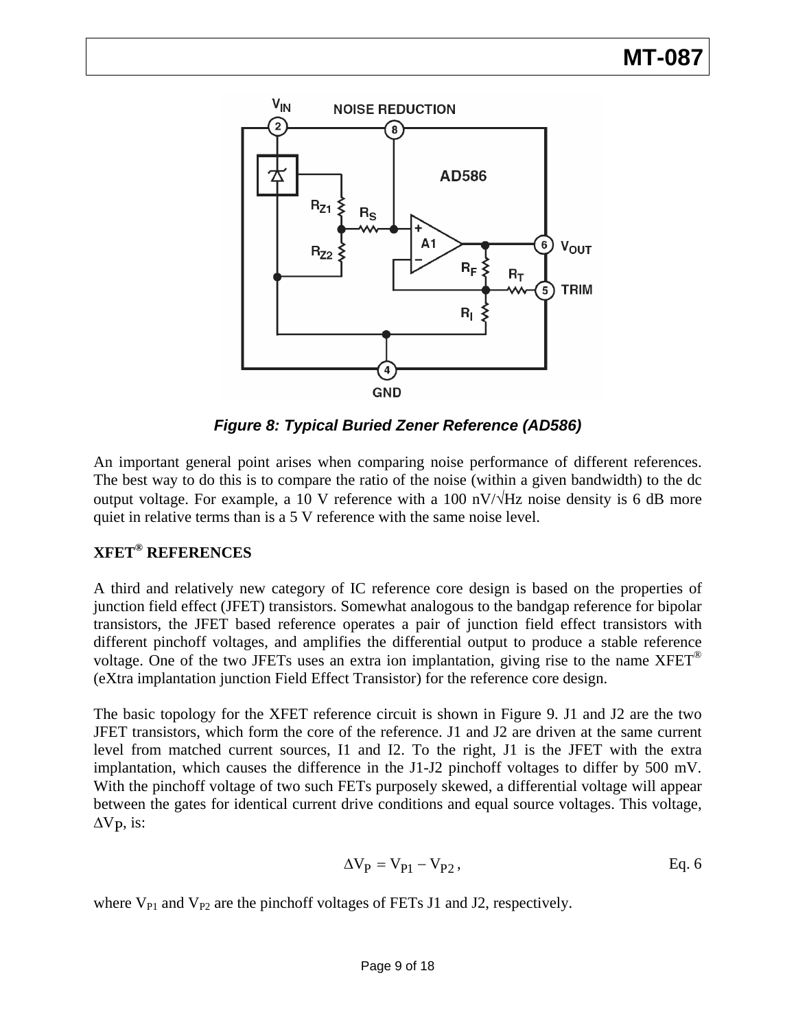*Figure 8: Typical Buried Zener Reference (AD586)*

An important general point arises when comparing noise performance of different references. The best way to do this is to compare the ratio of the noise (within a given bandwidth) to the dc output voltage. For example, a 10 V reference with a 100 nV/√Hz noise density is 6 dB more quiet in relative terms than is a 5 V reference with the same noise level.

## XFET® REFERENCES

A third and relatively new category of IC reference core design is based on the properties of junction field effect (JFET) transistors. Somewhat analogous to the bandgap reference for bipolar transistors, the JFET based reference operates a pair of junction field effect transistors with different pinchoff voltages, and amplifies the differential output to produce a stable reference voltage. One of the two JFETs uses an extra ion implantation, giving rise to the name XFET® (eXtra implantation junction Field Effect Transistor) for the reference core design.

The basic topology for the XFET reference circuit is shown in Figure 9. J1 and J2 are the two JFET transistors, which form the core of the reference. J1 and J2 are driven at the same current level from matched current sources, I1 and I2. To the right, J1 is the JFET with the extra implantation, which causes the difference in the J1-J2 pinchoff voltages to differ by 500 mV. With the pinchoff voltage of two such FETs purposely skewed, a differential voltage will appear between the gates for identical current drive conditions and equal source voltages. This voltage, $\Delta V_P$, is:

$$\Delta V_P = V_{P1} - V_{P2}, \qquad \text{Eq. 6}$$

where $V_{P1}$ and $V_{P2}$ are the pinchoff voltages of FETs J1 and J2, respectively.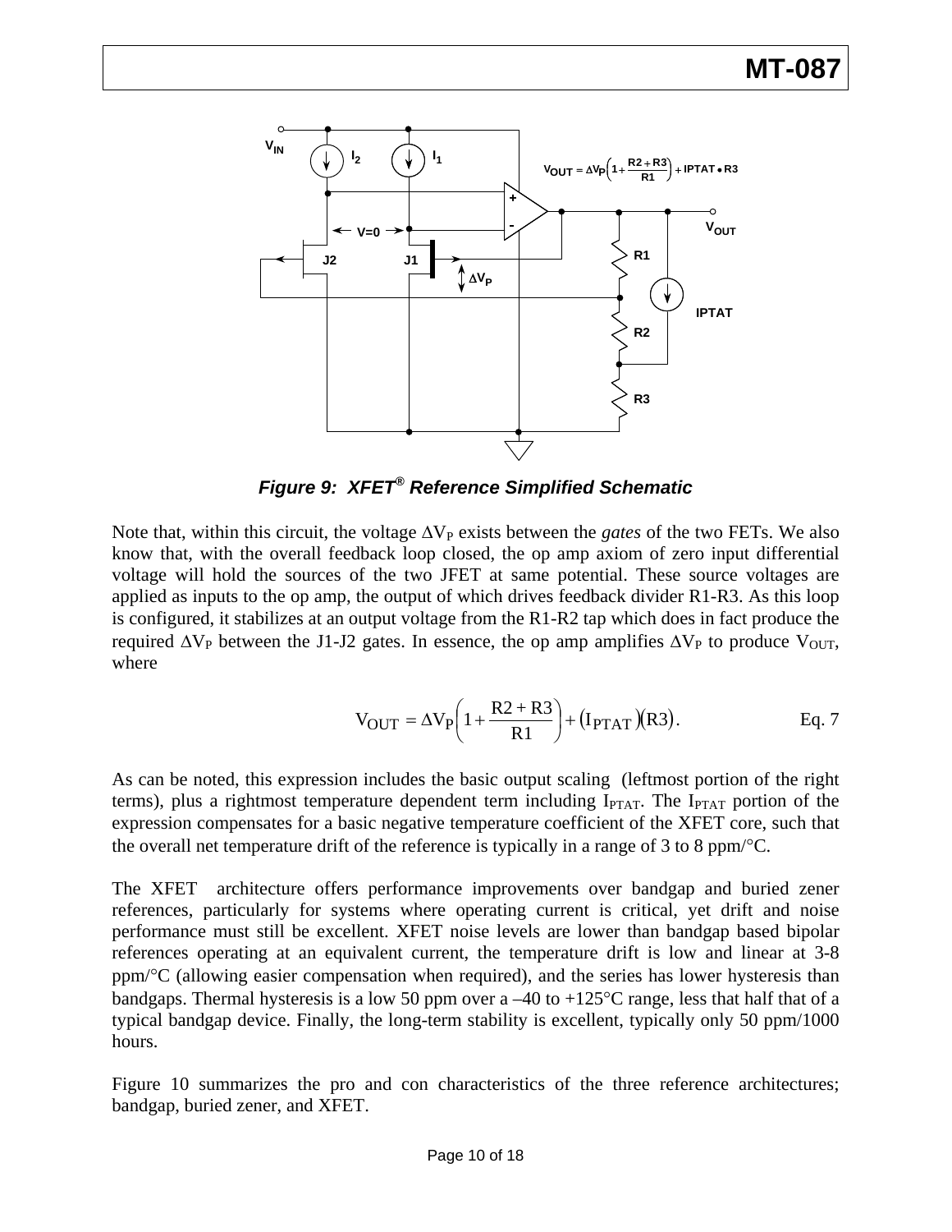*Figure 9: XFET® Reference Simplified Schematic*

Note that, within this circuit, the voltage $\Delta V_P$ exists between the *gates* of the two FETs. We also know that, with the overall feedback loop closed, the op amp axiom of zero input differential voltage will hold the sources of the two JFET at same potential. These source voltages are applied as inputs to the op amp, the output of which drives feedback divider R1-R3. As this loop is configured, it stabilizes at an output voltage from the R1-R2 tap which does in fact produce the required $\Delta V_P$ between the J1-J2 gates. In essence, the op amp amplifies $\Delta V_P$ to produce $V_{OUT}$, where

$$V_{OUT} = \Delta V_P \left(1 + \frac{R2 + R3}{R1}\right) + \left(I_{PTAT}\right)\left(R3\right). \qquad \text{Eq. 7}$$

As can be noted, this expression includes the basic output scaling (leftmost portion of the right terms), plus a rightmost temperature dependent term including $I_{PTAT}$. The $I_{PTAT}$ portion of the expression compensates for a basic negative temperature coefficient of the XFET core, such that the overall net temperature drift of the reference is typically in a range of 3 to 8 ppm/°C.

The XFET architecture offers performance improvements over bandgap and buried zener references, particularly for systems where operating current is critical, yet drift and noise performance must still be excellent. XFET noise levels are lower than bandgap based bipolar references operating at an equivalent current, the temperature drift is low and linear at 3-8 ppm/°C (allowing easier compensation when required), and the series has lower hysteresis than bandgaps. Thermal hysteresis is a low 50 ppm over a –40 to +125°C range, less that half that of a typical bandgap device. Finally, the long-term stability is excellent, typically only 50 ppm/1000 hours.

Figure 10 summarizes the pro and con characteristics of the three reference architectures; bandgap, buried zener, and XFET.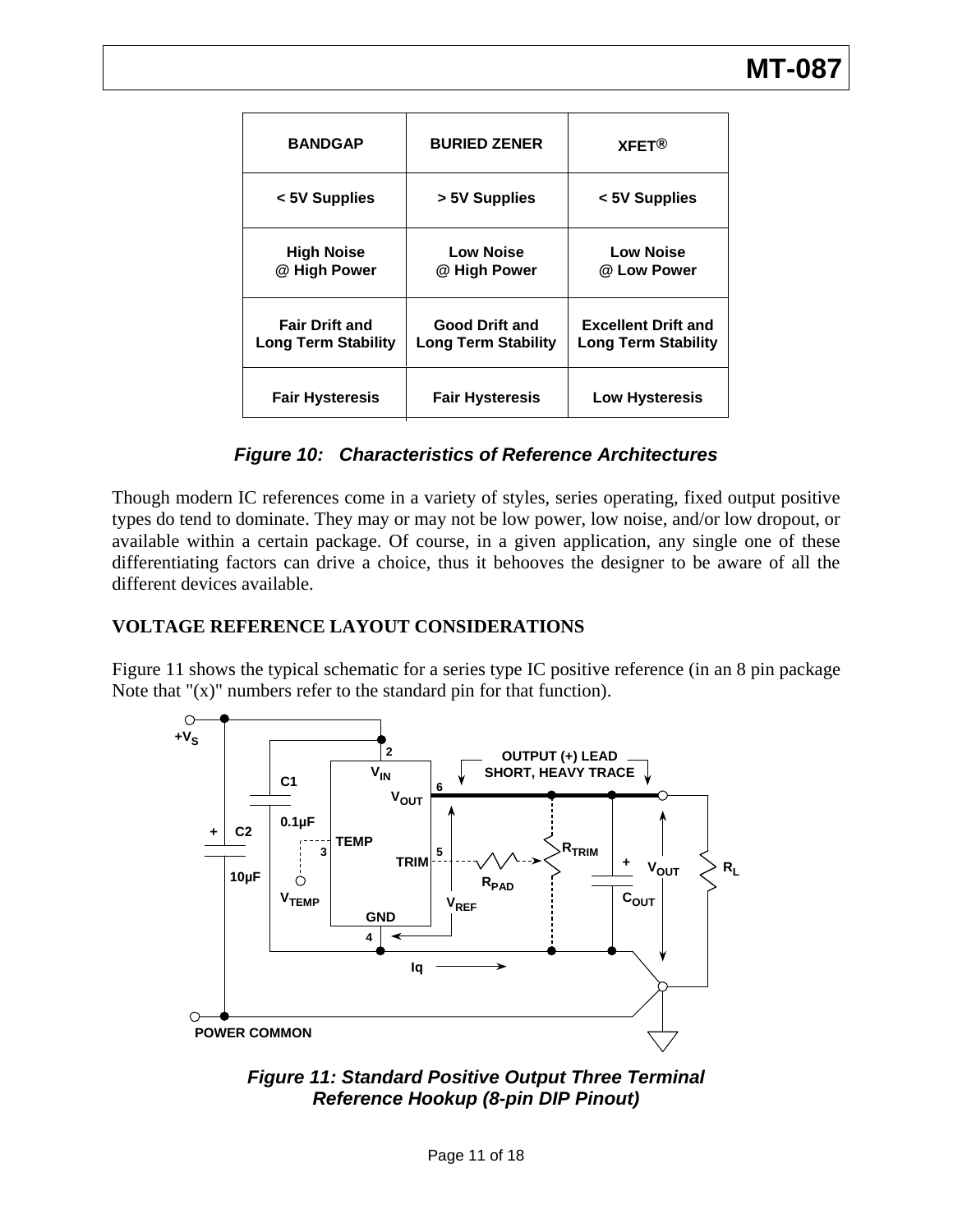| BANDGAP | BURIED ZENER | XFET® |
|---|---|---|
| < 5V Supplies | > 5V Supplies | < 5V Supplies |
| High Noise @ High Power | Low Noise @ High Power | Low Noise @ Low Power |
| Fair Drift and Long Term Stability | Good Drift and Long Term Stability | Excellent Drift and Long Term Stability |
| Fair Hysteresis | Fair Hysteresis | Low Hysteresis |

***Figure 10: Characteristics of Reference Architectures***

Though modern IC references come in a variety of styles, series operating, fixed output positive types do tend to dominate. They may or may not be low power, low noise, and/or low dropout, or available within a certain package. Of course, in a given application, any single one of these differentiating factors can drive a choice, thus it behooves the designer to be aware of all the different devices available.

## VOLTAGE REFERENCE LAYOUT CONSIDERATIONS

Figure 11 shows the typical schematic for a series type IC positive reference (in an 8 pin package Note that "(x)" numbers refer to the standard pin for that function).

***Figure 11: Standard Positive Output Three Terminal Reference Hookup (8-pin DIP Pinout)***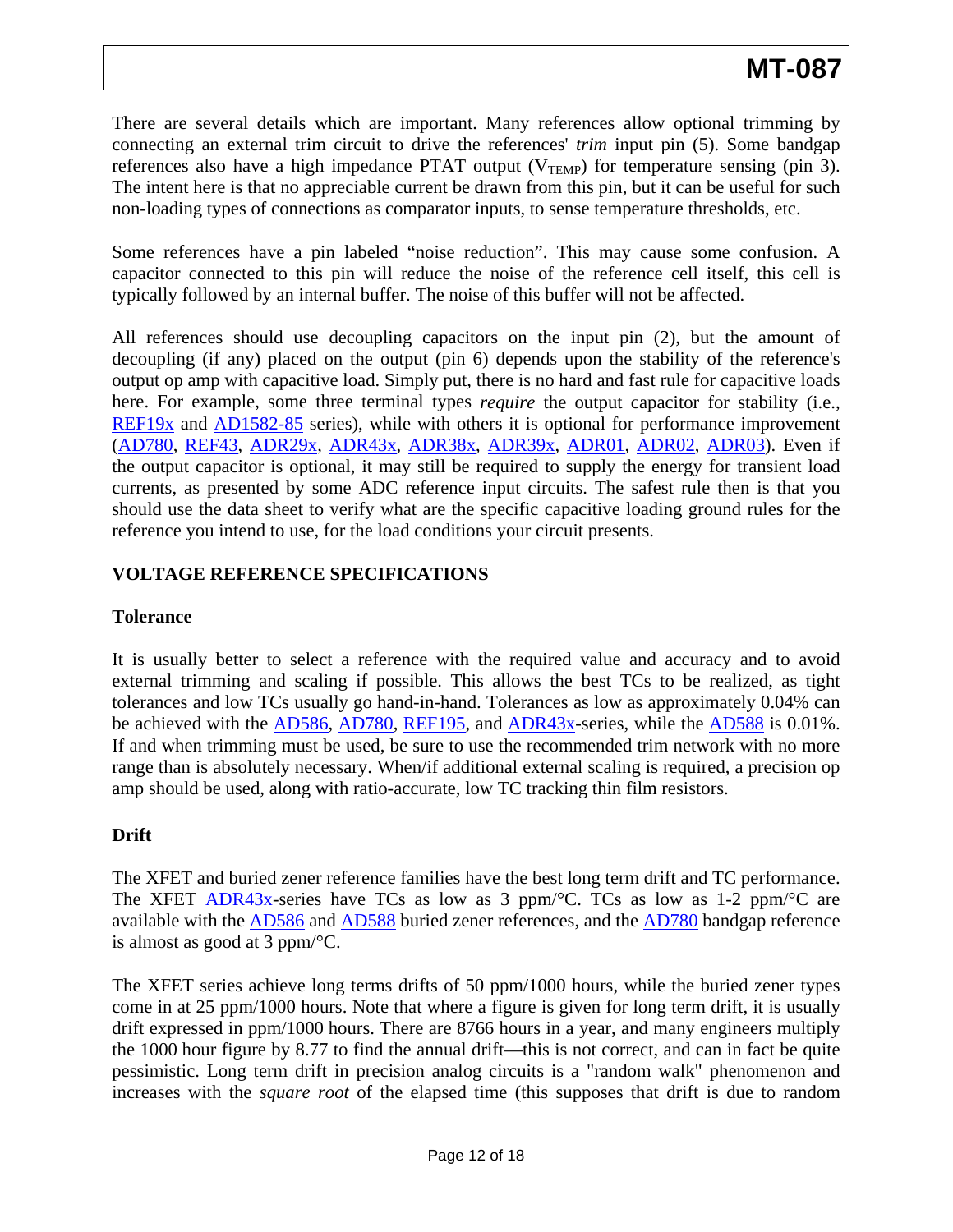There are several details which are important. Many references allow optional trimming by connecting an external trim circuit to drive the references' *trim* input pin (5). Some bandgap references also have a high impedance PTAT output ($V_{TEMP}$) for temperature sensing (pin 3). The intent here is that no appreciable current be drawn from this pin, but it can be useful for such non-loading types of connections as comparator inputs, to sense temperature thresholds, etc.

Some references have a pin labeled "noise reduction". This may cause some confusion. A capacitor connected to this pin will reduce the noise of the reference cell itself, this cell is typically followed by an internal buffer. The noise of this buffer will not be affected.

All references should use decoupling capacitors on the input pin (2), but the amount of decoupling (if any) placed on the output (pin 6) depends upon the stability of the reference's output op amp with capacitive load. Simply put, there is no hard and fast rule for capacitive loads here. For example, some three terminal types *require* the output capacitor for stability (i.e., REF19x and AD1582-85 series), while with others it is optional for performance improvement (AD780, REF43, ADR29x, ADR43x, ADR38x, ADR39x, ADR01, ADR02, ADR03). Even if the output capacitor is optional, it may still be required to supply the energy for transient load currents, as presented by some ADC reference input circuits. The safest rule then is that you should use the data sheet to verify what are the specific capacitive loading ground rules for the reference you intend to use, for the load conditions your circuit presents.

## VOLTAGE REFERENCE SPECIFICATIONS

### Tolerance

It is usually better to select a reference with the required value and accuracy and to avoid external trimming and scaling if possible. This allows the best TCs to be realized, as tight tolerances and low TCs usually go hand-in-hand. Tolerances as low as approximately 0.04% can be achieved with the AD586, AD780, REF195, and ADR43x-series, while the AD588 is 0.01%. If and when trimming must be used, be sure to use the recommended trim network with no more range than is absolutely necessary. When/if additional external scaling is required, a precision op amp should be used, along with ratio-accurate, low TC tracking thin film resistors.

### Drift

The XFET and buried zener reference families have the best long term drift and TC performance. The XFET ADR43x-series have TCs as low as 3 ppm/°C. TCs as low as 1-2 ppm/°C are available with the AD586 and AD588 buried zener references, and the AD780 bandgap reference is almost as good at 3 ppm/°C.

The XFET series achieve long terms drifts of 50 ppm/1000 hours, while the buried zener types come in at 25 ppm/1000 hours. Note that where a figure is given for long term drift, it is usually drift expressed in ppm/1000 hours. There are 8766 hours in a year, and many engineers multiply the 1000 hour figure by 8.77 to find the annual drift—this is not correct, and can in fact be quite pessimistic. Long term drift in precision analog circuits is a "random walk" phenomenon and increases with the *square root* of the elapsed time (this supposes that drift is due to random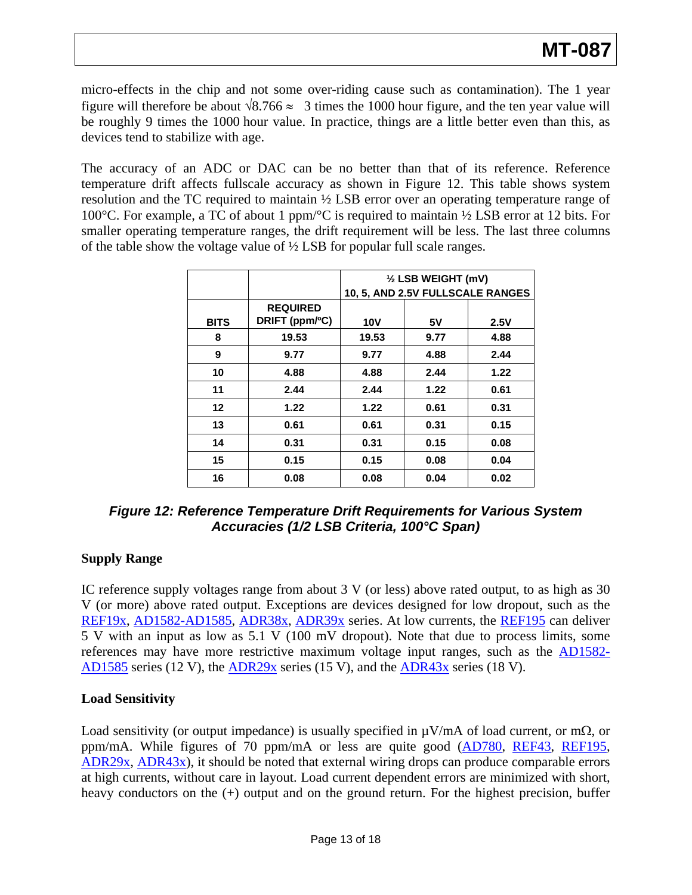micro-effects in the chip and not some over-riding cause such as contamination). The 1 year figure will therefore be about $\sqrt{8.766} \approx 3$ times the 1000 hour figure, and the ten year value will be roughly 9 times the 1000 hour value. In practice, things are a little better even than this, as devices tend to stabilize with age.

The accuracy of an ADC or DAC can be no better than that of its reference. Reference temperature drift affects fullscale accuracy as shown in Figure 12. This table shows system resolution and the TC required to maintain ½ LSB error over an operating temperature range of 100°C. For example, a TC of about 1 ppm/°C is required to maintain ½ LSB error at 12 bits. For smaller operating temperature ranges, the drift requirement will be less. The last three columns of the table show the voltage value of ½ LSB for popular full scale ranges.

| | | ½ LSB WEIGHT (mV) 10, 5, AND 2.5V FULLSCALE RANGES | | |
|---|---|---|---|---|
| **BITS** | **REQUIRED DRIFT (ppm/°C)** | **10V** | **5V** | **2.5V** |
| 8 | 19.53 | 19.53 | 9.77 | 4.88 |
| 9 | 9.77 | 9.77 | 4.88 | 2.44 |
| 10 | 4.88 | 4.88 | 2.44 | 1.22 |
| 11 | 2.44 | 2.44 | 1.22 | 0.61 |
| 12 | 1.22 | 1.22 | 0.61 | 0.31 |
| 13 | 0.61 | 0.61 | 0.31 | 0.15 |
| 14 | 0.31 | 0.31 | 0.15 | 0.08 |
| 15 | 0.15 | 0.15 | 0.08 | 0.04 |
| 16 | 0.08 | 0.08 | 0.04 | 0.02 |

***Figure 12: Reference Temperature Drift Requirements for Various System Accuracies (1/2 LSB Criteria, 100°C Span)***

**Supply Range**

IC reference supply voltages range from about 3 V (or less) above rated output, to as high as 30 V (or more) above rated output. Exceptions are devices designed for low dropout, such as the REF19x, AD1582-AD1585, ADR38x, ADR39x series. At low currents, the REF195 can deliver 5 V with an input as low as 5.1 V (100 mV dropout). Note that due to process limits, some references may have more restrictive maximum voltage input ranges, such as the AD1582-AD1585 series (12 V), the ADR29x series (15 V), and the ADR43x series (18 V).

**Load Sensitivity**

Load sensitivity (or output impedance) is usually specified in µV/mA of load current, or mΩ, or ppm/mA. While figures of 70 ppm/mA or less are quite good (AD780, REF43, REF195, ADR29x, ADR43x), it should be noted that external wiring drops can produce comparable errors at high currents, without care in layout. Load current dependent errors are minimized with short, heavy conductors on the (+) output and on the ground return. For the highest precision, buffer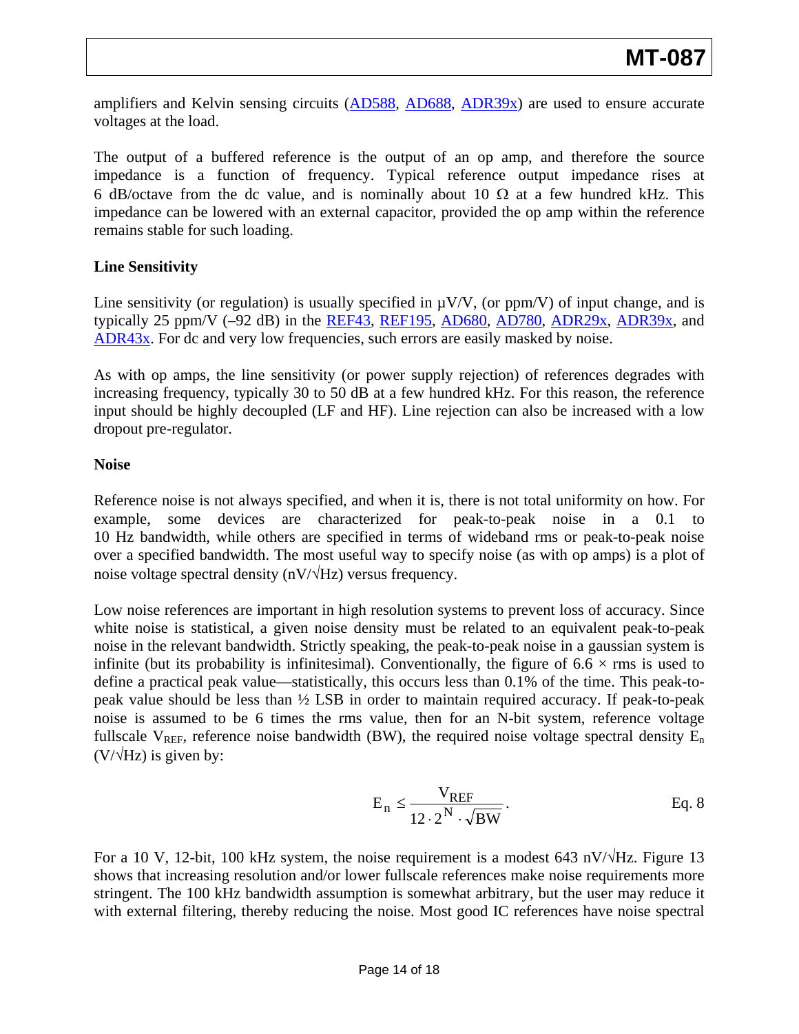amplifiers and Kelvin sensing circuits (AD588, AD688, ADR39x) are used to ensure accurate voltages at the load.

The output of a buffered reference is the output of an op amp, and therefore the source impedance is a function of frequency. Typical reference output impedance rises at 6 dB/octave from the dc value, and is nominally about 10 Ω at a few hundred kHz. This impedance can be lowered with an external capacitor, provided the op amp within the reference remains stable for such loading.

**Line Sensitivity**

Line sensitivity (or regulation) is usually specified in µV/V, (or ppm/V) of input change, and is typically 25 ppm/V (–92 dB) in the REF43, REF195, AD680, AD780, ADR29x, ADR39x, and ADR43x. For dc and very low frequencies, such errors are easily masked by noise.

As with op amps, the line sensitivity (or power supply rejection) of references degrades with increasing frequency, typically 30 to 50 dB at a few hundred kHz. For this reason, the reference input should be highly decoupled (LF and HF). Line rejection can also be increased with a low dropout pre-regulator.

**Noise**

Reference noise is not always specified, and when it is, there is not total uniformity on how. For example, some devices are characterized for peak-to-peak noise in a 0.1 to 10 Hz bandwidth, while others are specified in terms of wideband rms or peak-to-peak noise over a specified bandwidth. The most useful way to specify noise (as with op amps) is a plot of noise voltage spectral density (nV/√Hz) versus frequency.

Low noise references are important in high resolution systems to prevent loss of accuracy. Since white noise is statistical, a given noise density must be related to an equivalent peak-to-peak noise in the relevant bandwidth. Strictly speaking, the peak-to-peak noise in a gaussian system is infinite (but its probability is infinitesimal). Conventionally, the figure of 6.6 × rms is used to define a practical peak value—statistically, this occurs less than 0.1% of the time. This peak-to-peak value should be less than ½ LSB in order to maintain required accuracy. If peak-to-peak noise is assumed to be 6 times the rms value, then for an N-bit system, reference voltage fullscale $V_{REF}$, reference noise bandwidth (BW), the required noise voltage spectral density $E_n$ (V/√Hz) is given by:

$$E_n \leq \frac{V_{REF}}{12 \cdot 2^N \cdot \sqrt{BW}}. \qquad \text{Eq. 8}$$

For a 10 V, 12-bit, 100 kHz system, the noise requirement is a modest 643 nV/√Hz. Figure 13 shows that increasing resolution and/or lower fullscale references make noise requirements more stringent. The 100 kHz bandwidth assumption is somewhat arbitrary, but the user may reduce it with external filtering, thereby reducing the noise. Most good IC references have noise spectral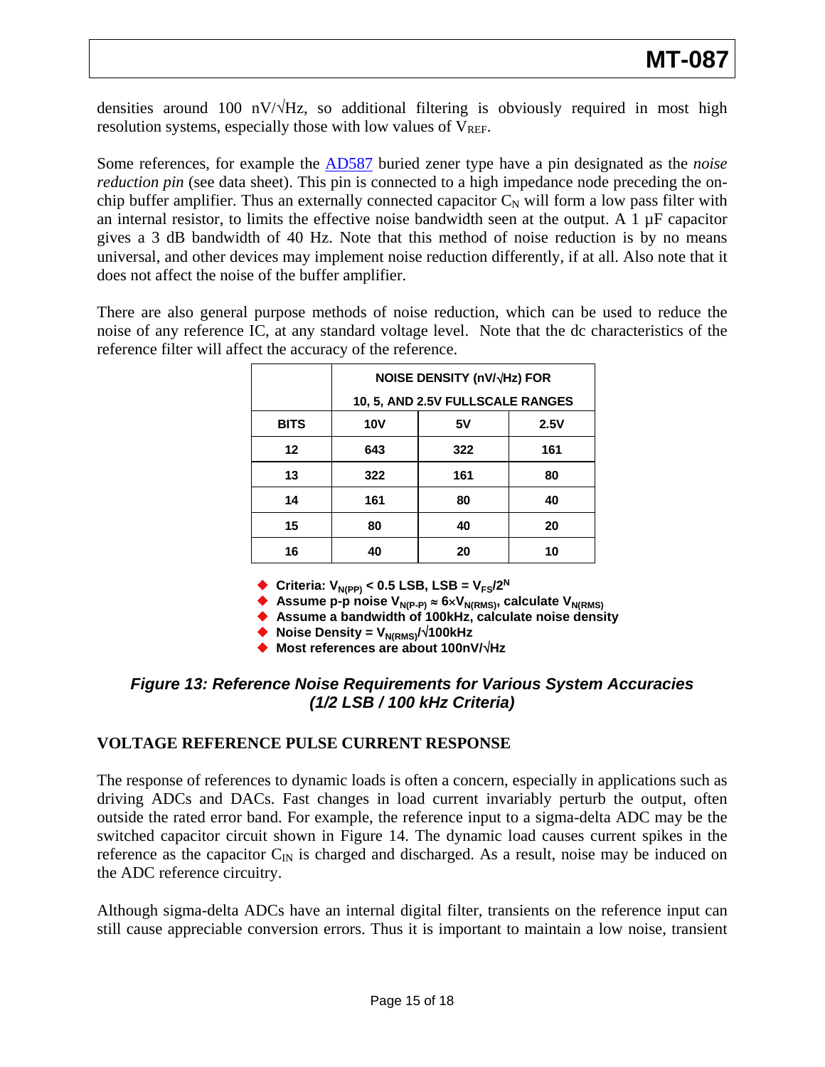densities around 100 nV/√Hz, so additional filtering is obviously required in most high resolution systems, especially those with low values of $V_{REF}$.

Some references, for example the AD587 buried zener type have a pin designated as the *noise reduction pin* (see data sheet). This pin is connected to a high impedance node preceding the on-chip buffer amplifier. Thus an externally connected capacitor $C_N$ will form a low pass filter with an internal resistor, to limits the effective noise bandwidth seen at the output. A 1 µF capacitor gives a 3 dB bandwidth of 40 Hz. Note that this method of noise reduction is by no means universal, and other devices may implement noise reduction differently, if at all. Also note that it does not affect the noise of the buffer amplifier.

There are also general purpose methods of noise reduction, which can be used to reduce the noise of any reference IC, at any standard voltage level. Note that the dc characteristics of the reference filter will affect the accuracy of the reference.

| | NOISE DENSITY (nV/√Hz) FOR 10, 5, AND 2.5V FULLSCALE RANGES | | |
|---|---|---|---|
| **BITS** | **10V** | **5V** | **2.5V** |
| 12 | 643 | 322 | 161 |
| 13 | 322 | 161 | 80 |
| 14 | 161 | 80 | 40 |
| 15 | 80 | 40 | 20 |
| 16 | 40 | 20 | 10 |

- **Criteria: $V_{N(PP)} < 0.5$ LSB, LSB = $V_{FS}/2^N$**
- **Assume p-p noise $V_{N(P-P)} \approx 6 \times V_{N(RMS)}$, calculate $V_{N(RMS)}$**
- **Assume a bandwidth of 100kHz, calculate noise density**
- **Noise Density = $V_{N(RMS)}/\sqrt{100\text{kHz}}$**
- **Most references are about 100nV/√Hz**

***Figure 13: Reference Noise Requirements for Various System Accuracies (1/2 LSB / 100 kHz Criteria)***

## VOLTAGE REFERENCE PULSE CURRENT RESPONSE

The response of references to dynamic loads is often a concern, especially in applications such as driving ADCs and DACs. Fast changes in load current invariably perturb the output, often outside the rated error band. For example, the reference input to a sigma-delta ADC may be the switched capacitor circuit shown in Figure 14. The dynamic load causes current spikes in the reference as the capacitor $C_{IN}$ is charged and discharged. As a result, noise may be induced on the ADC reference circuitry.

Although sigma-delta ADCs have an internal digital filter, transients on the reference input can still cause appreciable conversion errors. Thus it is important to maintain a low noise, transient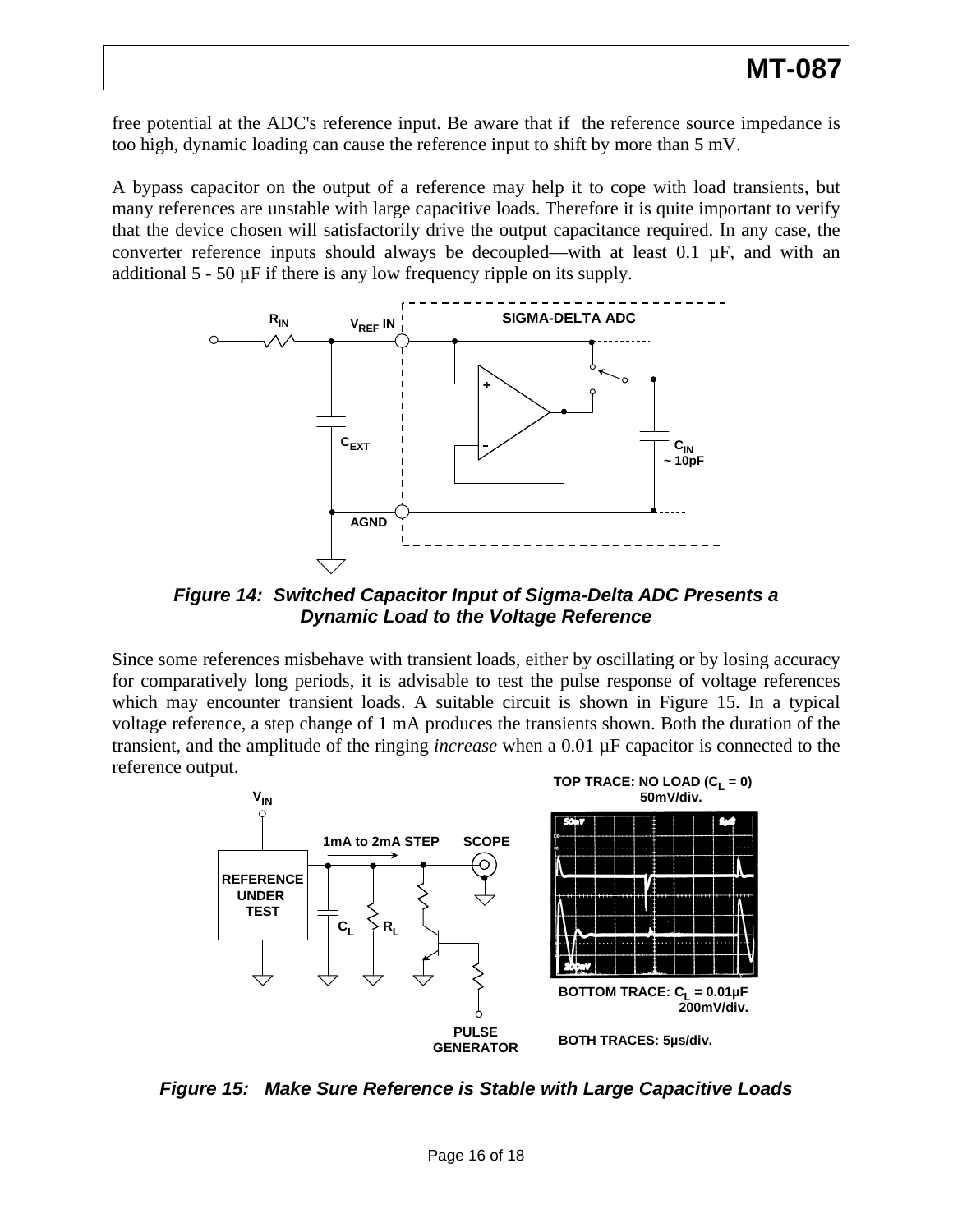free potential at the ADC's reference input. Be aware that if the reference source impedance is too high, dynamic loading can cause the reference input to shift by more than 5 mV.

A bypass capacitor on the output of a reference may help it to cope with load transients, but many references are unstable with large capacitive loads. Therefore it is quite important to verify that the device chosen will satisfactorily drive the output capacitance required. In any case, the converter reference inputs should always be decoupled—with at least 0.1 µF, and with an additional 5 - 50 µF if there is any low frequency ripple on its supply.

***Figure 14: Switched Capacitor Input of Sigma-Delta ADC Presents a Dynamic Load to the Voltage Reference***

Since some references misbehave with transient loads, either by oscillating or by losing accuracy for comparatively long periods, it is advisable to test the pulse response of voltage references which may encounter transient loads. A suitable circuit is shown in Figure 15. In a typical voltage reference, a step change of 1 mA produces the transients shown. Both the duration of the transient, and the amplitude of the ringing *increase* when a 0.01 µF capacitor is connected to the reference output.

***Figure 15: Make Sure Reference is Stable with Large Capacitive Loads***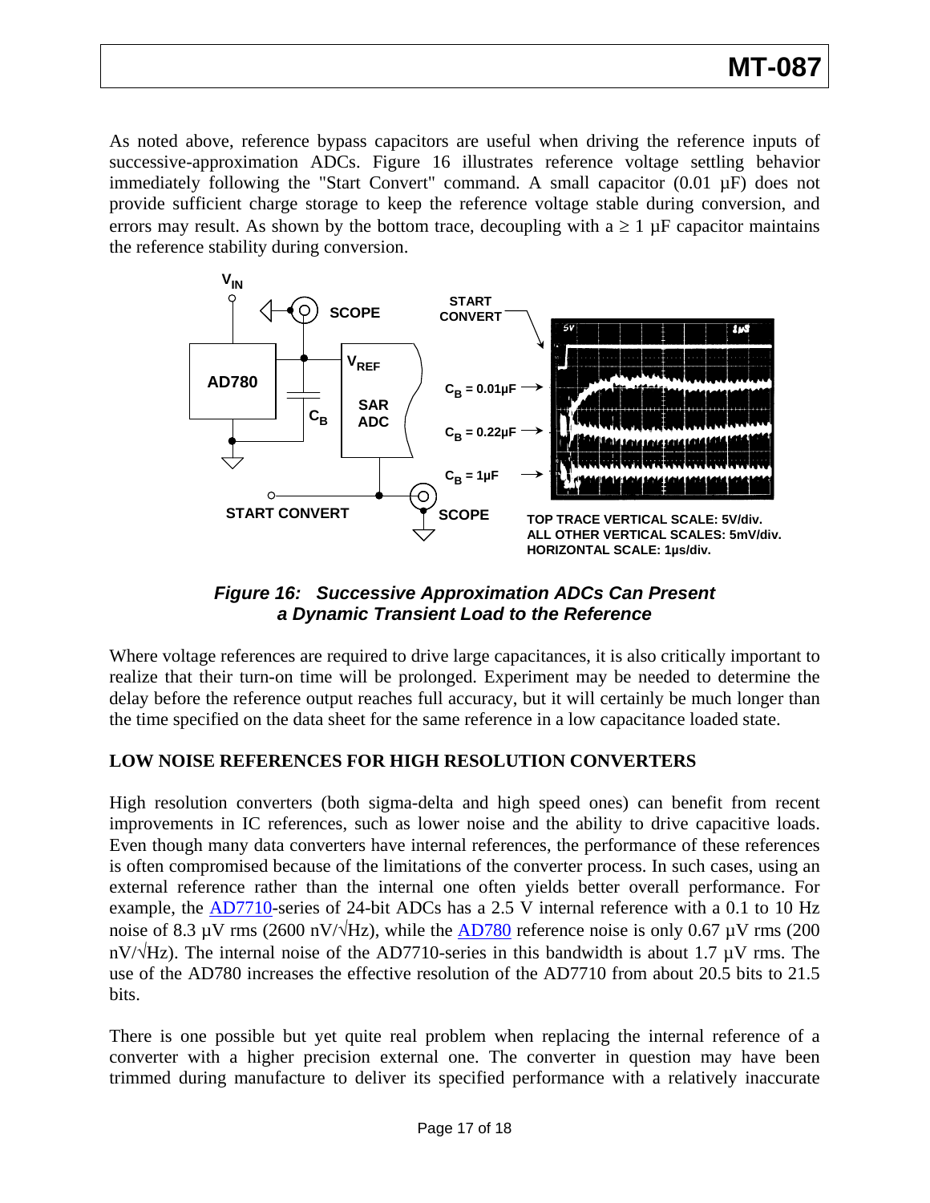As noted above, reference bypass capacitors are useful when driving the reference inputs of successive-approximation ADCs. Figure 16 illustrates reference voltage settling behavior immediately following the "Start Convert" command. A small capacitor (0.01 µF) does not provide sufficient charge storage to keep the reference voltage stable during conversion, and errors may result. As shown by the bottom trace, decoupling with a ≥ 1 µF capacitor maintains the reference stability during conversion.

***Figure 16: Successive Approximation ADCs Can Present a Dynamic Transient Load to the Reference***

Where voltage references are required to drive large capacitances, it is also critically important to realize that their turn-on time will be prolonged. Experiment may be needed to determine the delay before the reference output reaches full accuracy, but it will certainly be much longer than the time specified on the data sheet for the same reference in a low capacitance loaded state.

**LOW NOISE REFERENCES FOR HIGH RESOLUTION CONVERTERS**

High resolution converters (both sigma-delta and high speed ones) can benefit from recent improvements in IC references, such as lower noise and the ability to drive capacitive loads. Even though many data converters have internal references, the performance of these references is often compromised because of the limitations of the converter process. In such cases, using an external reference rather than the internal one often yields better overall performance. For example, the AD7710-series of 24-bit ADCs has a 2.5 V internal reference with a 0.1 to 10 Hz noise of 8.3 µV rms (2600 nV/√Hz), while the AD780 reference noise is only 0.67 µV rms (200 nV/√Hz). The internal noise of the AD7710-series in this bandwidth is about 1.7 µV rms. The use of the AD780 increases the effective resolution of the AD7710 from about 20.5 bits to 21.5 bits.

There is one possible but yet quite real problem when replacing the internal reference of a converter with a higher precision external one. The converter in question may have been trimmed during manufacture to deliver its specified performance with a relatively inaccurate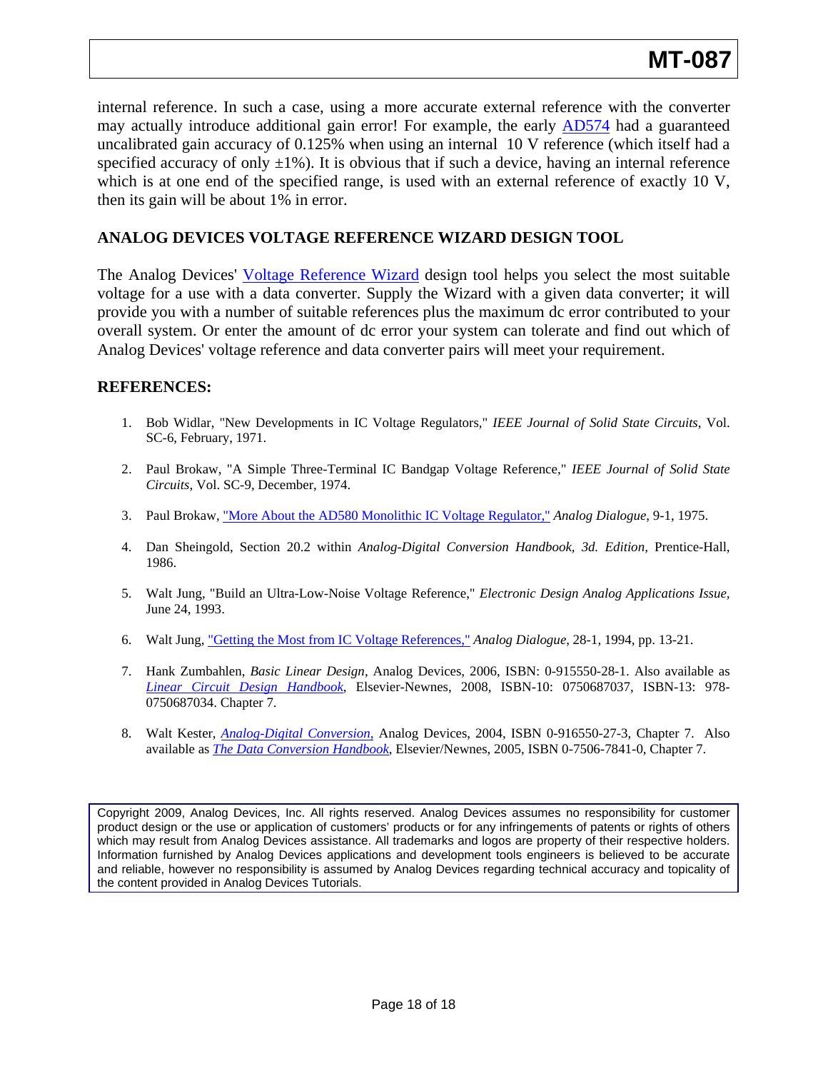internal reference. In such a case, using a more accurate external reference with the converter may actually introduce additional gain error! For example, the early AD574 had a guaranteed uncalibrated gain accuracy of 0.125% when using an internal 10 V reference (which itself had a specified accuracy of only ±1%). It is obvious that if such a device, having an internal reference which is at one end of the specified range, is used with an external reference of exactly 10 V, then its gain will be about 1% in error.

## ANALOG DEVICES VOLTAGE REFERENCE WIZARD DESIGN TOOL

The Analog Devices' Voltage Reference Wizard design tool helps you select the most suitable voltage for a use with a data converter. Supply the Wizard with a given data converter; it will provide you with a number of suitable references plus the maximum dc error contributed to your overall system. Or enter the amount of dc error your system can tolerate and find out which of Analog Devices' voltage reference and data converter pairs will meet your requirement.

## REFERENCES:

1. Bob Widlar, "New Developments in IC Voltage Regulators," *IEEE Journal of Solid State Circuits*, Vol. SC-6, February, 1971.
2. Paul Brokaw, "A Simple Three-Terminal IC Bandgap Voltage Reference," *IEEE Journal of Solid State Circuits*, Vol. SC-9, December, 1974.
3. Paul Brokaw, "More About the AD580 Monolithic IC Voltage Regulator," *Analog Dialogue*, 9-1, 1975.
4. Dan Sheingold, Section 20.2 within *Analog-Digital Conversion Handbook, 3d. Edition,* Prentice-Hall, 1986.
5. Walt Jung, "Build an Ultra-Low-Noise Voltage Reference," *Electronic Design Analog Applications Issue,* June 24, 1993.
6. Walt Jung, "Getting the Most from IC Voltage References," *Analog Dialogue*, 28-1, 1994, pp. 13-21.
7. Hank Zumbahlen, *Basic Linear Design*, Analog Devices, 2006, ISBN: 0-915550-28-1. Also available as *Linear Circuit Design Handbook*, Elsevier-Newnes, 2008, ISBN-10: 0750687037, ISBN-13: 978-0750687034. Chapter 7.
8. Walt Kester, *Analog-Digital Conversion,* Analog Devices, 2004, ISBN 0-916550-27-3, Chapter 7. Also available as *The Data Conversion Handbook*, Elsevier/Newnes, 2005, ISBN 0-7506-7841-0, Chapter 7.

Copyright 2009, Analog Devices, Inc. All rights reserved. Analog Devices assumes no responsibility for customer product design or the use or application of customers' products or for any infringements of patents or rights of others which may result from Analog Devices assistance. All trademarks and logos are property of their respective holders. Information furnished by Analog Devices applications and development tools engineers is believed to be accurate and reliable, however no responsibility is assumed by Analog Devices regarding technical accuracy and topicality of the content provided in Analog Devices Tutorials.